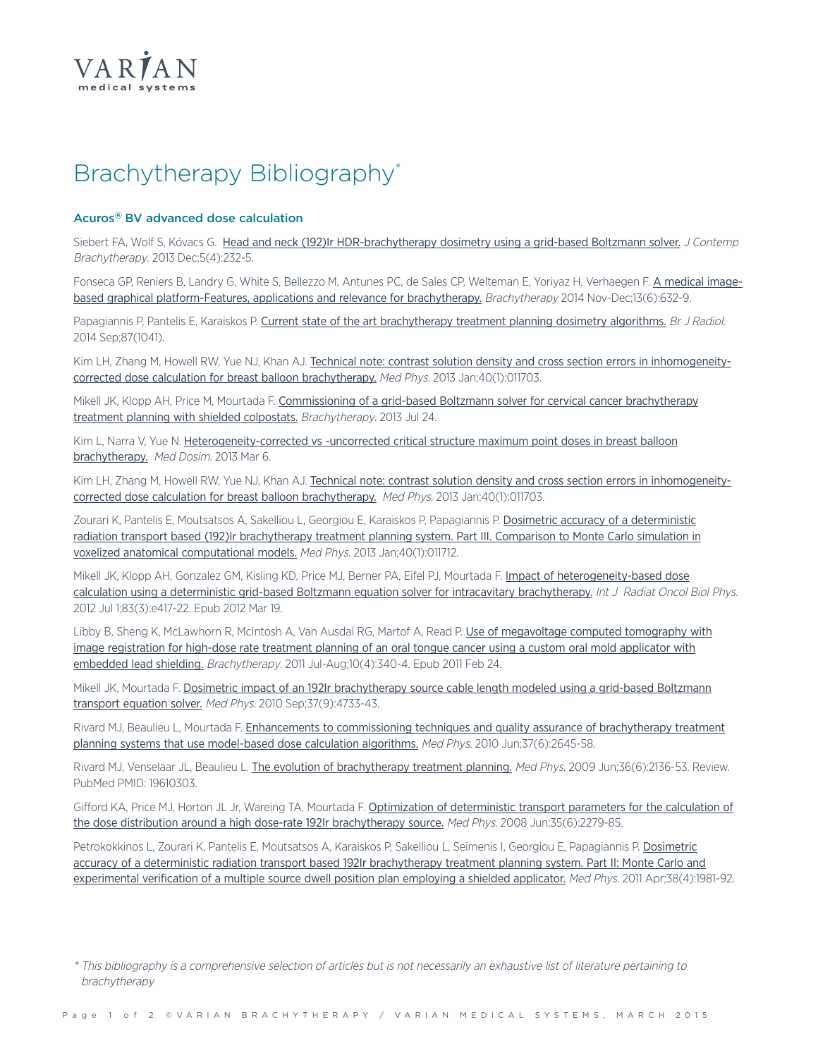VARIAN
medical systems

# Brachytherapy Bibliography*

## Acuros® BV advanced dose calculation

Siebert FA, Wolf S, Kóvacs G. Head and neck (192)Ir HDR-brachytherapy dosimetry using a grid-based Boltzmann solver. *J Contemp Brachytherapy*. 2013 Dec;5(4):232-5.

Fonseca GP, Reniers B, Landry G, White S, Bellezzo M, Antunes PC, de Sales CP, Welteman E, Yoriyaz H, Verhaegen F. A medical image-based graphical platform-Features, applications and relevance for brachytherapy. *Brachytherapy* 2014 Nov-Dec;13(6):632-9.

Papagiannis P, Pantelis E, Karaiskos P. Current state of the art brachytherapy treatment planning dosimetry algorithms. *Br J Radiol.* 2014 Sep;87(1041).

Kim LH, Zhang M, Howell RW, Yue NJ, Khan AJ. Technical note: contrast solution density and cross section errors in inhomogeneity-corrected dose calculation for breast balloon brachytherapy. *Med Phys*. 2013 Jan;40(1):011703.

Mikell JK, Klopp AH, Price M, Mourtada F. Commissioning of a grid-based Boltzmann solver for cervical cancer brachytherapy treatment planning with shielded colpostats. *Brachytherapy*. 2013 Jul 24.

Kim L, Narra V, Yue N. Heterogeneity-corrected vs -uncorrected critical structure maximum point doses in breast balloon brachytherapy. *Med Dosim*. 2013 Mar 6.

Kim LH, Zhang M, Howell RW, Yue NJ, Khan AJ. Technical note: contrast solution density and cross section errors in inhomogeneity-corrected dose calculation for breast balloon brachytherapy. *Med Phys*. 2013 Jan;40(1):011703.

Zourari K, Pantelis E, Moutsatsos A, Sakelliou L, Georgiou E, Karaiskos P, Papagiannis P. Dosimetric accuracy of a deterministic radiation transport based (192)Ir brachytherapy treatment planning system. Part III. Comparison to Monte Carlo simulation in voxelized anatomical computational models. *Med Phys*. 2013 Jan;40(1):011712.

Mikell JK, Klopp AH, Gonzalez GM, Kisling KD, Price MJ, Berner PA, Eifel PJ, Mourtada F. Impact of heterogeneity-based dose calculation using a deterministic grid-based Boltzmann equation solver for intracavitary brachytherapy. *Int J Radiat Oncol Biol Phys*. 2012 Jul 1;83(3):e417-22. Epub 2012 Mar 19.

Libby B, Sheng K, McLawhorn R, McIntosh A, Van Ausdal RG, Martof A, Read P. Use of megavoltage computed tomography with image registration for high-dose rate treatment planning of an oral tongue cancer using a custom oral mold applicator with embedded lead shielding. *Brachytherapy*. 2011 Jul-Aug;10(4):340-4. Epub 2011 Feb 24.

Mikell JK, Mourtada F. Dosimetric impact of an 192Ir brachytherapy source cable length modeled using a grid-based Boltzmann transport equation solver. *Med Phys*. 2010 Sep;37(9):4733-43.

Rivard MJ, Beaulieu L, Mourtada F. Enhancements to commissioning techniques and quality assurance of brachytherapy treatment planning systems that use model-based dose calculation algorithms. *Med Phys*. 2010 Jun;37(6):2645-58.

Rivard MJ, Venselaar JL, Beaulieu L. The evolution of brachytherapy treatment planning. *Med Phys*. 2009 Jun;36(6):2136-53. Review. PubMed PMID: 19610303.

Gifford KA, Price MJ, Horton JL Jr, Wareing TA, Mourtada F. Optimization of deterministic transport parameters for the calculation of the dose distribution around a high dose-rate 192Ir brachytherapy source. *Med Phys*. 2008 Jun;35(6):2279-85.

Petrokokkinos L, Zourari K, Pantelis E, Moutsatsos A, Karaiskos P, Sakelliou L, Seimenis I, Georgiou E, Papagiannis P. Dosimetric accuracy of a deterministic radiation transport based 192Ir brachytherapy treatment planning system. Part II: Monte Carlo and experimental verification of a multiple source dwell position plan employing a shielded applicator. *Med Phys*. 2011 Apr;38(4):1981-92.

*\* This bibliography is a comprehensive selection of articles but is not necessarily an exhaustive list of literature pertaining to brachytherapy*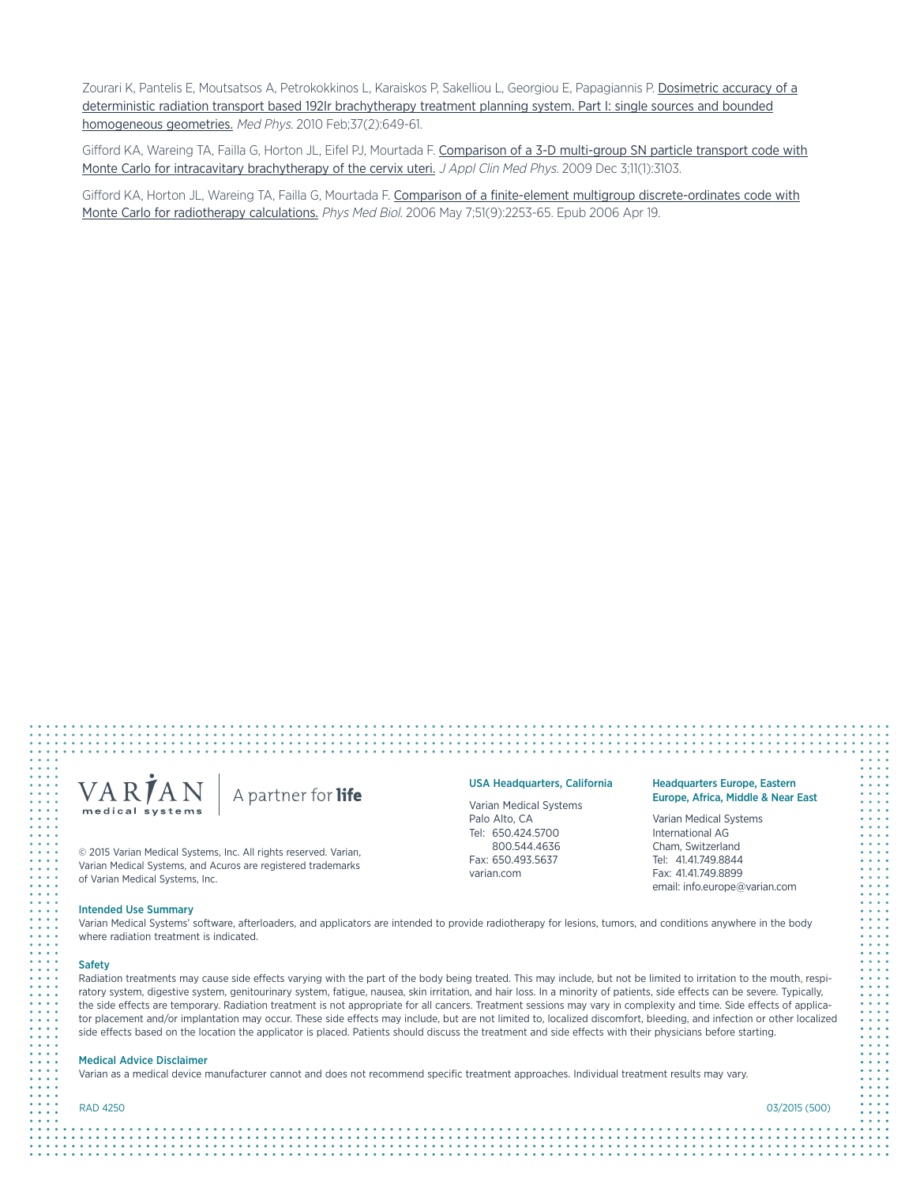Zourari K, Pantelis E, Moutsatsos A, Petrokokkinos L, Karaiskos P, Sakelliou L, Georgiou E, Papagiannis P. Dosimetric accuracy of a deterministic radiation transport based 192Ir brachytherapy treatment planning system. Part I: single sources and bounded homogeneous geometries. *Med Phys.* 2010 Feb;37(2):649-61.

Gifford KA, Wareing TA, Failla G, Horton JL, Eifel PJ, Mourtada F. Comparison of a 3-D multi-group SN particle transport code with Monte Carlo for intracavitary brachytherapy of the cervix uteri. *J Appl Clin Med Phys.* 2009 Dec 3;11(1):3103.

Gifford KA, Horton JL, Wareing TA, Failla G, Mourtada F. Comparison of a finite-element multigroup discrete-ordinates code with Monte Carlo for radiotherapy calculations. *Phys Med Biol.* 2006 May 7;51(9):2253-65. Epub 2006 Apr 19.

VARIAN medical systems | A partner for **life**

© 2015 Varian Medical Systems, Inc. All rights reserved. Varian, Varian Medical Systems, and Acuros are registered trademarks of Varian Medical Systems, Inc.

**USA Headquarters, California**

Varian Medical Systems
Palo Alto, CA
Tel: 650.424.5700
800.544.4636
Fax: 650.493.5637
varian.com

**Headquarters Europe, Eastern Europe, Africa, Middle & Near East**

Varian Medical Systems
International AG
Cham, Switzerland
Tel: 41.41.749.8844
Fax: 41.41.749.8899
email: info.europe@varian.com

**Intended Use Summary**

Varian Medical Systems' software, afterloaders, and applicators are intended to provide radiotherapy for lesions, tumors, and conditions anywhere in the body where radiation treatment is indicated.

**Safety**

Radiation treatments may cause side effects varying with the part of the body being treated. This may include, but not be limited to irritation to the mouth, respiratory system, digestive system, genitourinary system, fatigue, nausea, skin irritation, and hair loss. In a minority of patients, side effects can be severe. Typically, the side effects are temporary. Radiation treatment is not appropriate for all cancers. Treatment sessions may vary in complexity and time. Side effects of applicator placement and/or implantation may occur. These side effects may include, but are not limited to, localized discomfort, bleeding, and infection or other localized side effects based on the location the applicator is placed. Patients should discuss the treatment and side effects with their physicians before starting.

**Medical Advice Disclaimer**

Varian as a medical device manufacturer cannot and does not recommend specific treatment approaches. Individual treatment results may vary.

RAD 4250 03/2015 (500)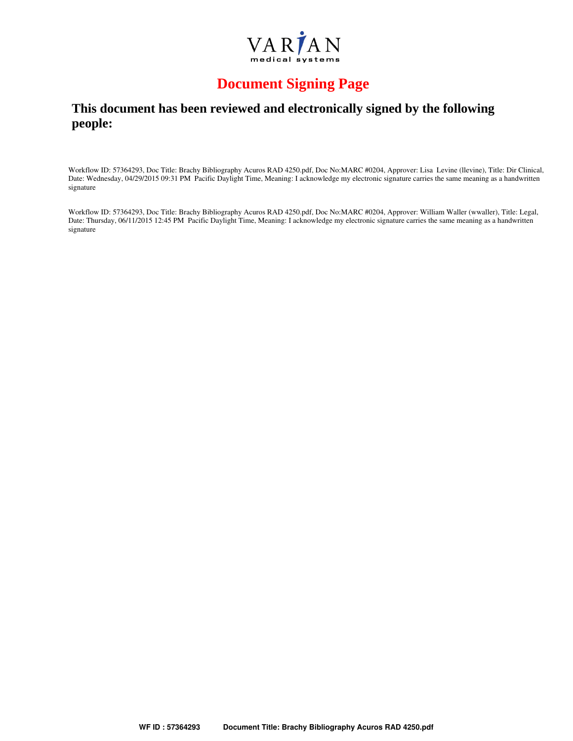VARIAN
medical systems

# Document Signing Page

## This document has been reviewed and electronically signed by the following people:

Workflow ID: 57364293, Doc Title: Brachy Bibliography Acuros RAD 4250.pdf, Doc No:MARC #0204, Approver: Lisa Levine (llevine), Title: Dir Clinical, Date: Wednesday, 04/29/2015 09:31 PM Pacific Daylight Time, Meaning: I acknowledge my electronic signature carries the same meaning as a handwritten signature

Workflow ID: 57364293, Doc Title: Brachy Bibliography Acuros RAD 4250.pdf, Doc No:MARC #0204, Approver: William Waller (wwaller), Title: Legal, Date: Thursday, 06/11/2015 12:45 PM Pacific Daylight Time, Meaning: I acknowledge my electronic signature carries the same meaning as a handwritten signature